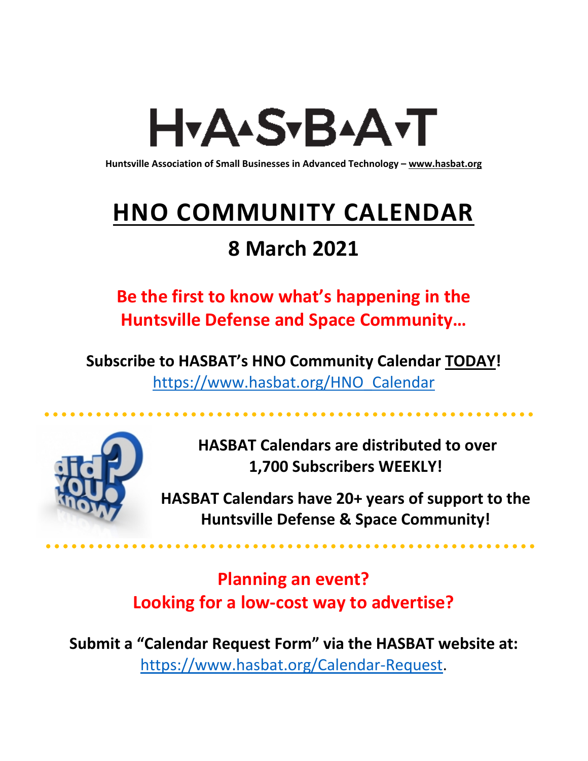# H▾A▴S▾B▴A▾T

**Huntsville Association of Small Businesses in Advanced Technology – www.hasbat.org**

# HNO COMMUNITY CALENDAR

## 8 March 2021

**Be the first to know what's happening in the Huntsville Defense and Space Community…**

**Subscribe to HASBAT's HNO Community Calendar TODAY!**
https://www.hasbat.org/HNO_Calendar

**HASBAT Calendars are distributed to over 1,700 Subscribers WEEKLY!**

**HASBAT Calendars have 20+ years of support to the Huntsville Defense & Space Community!**

**Planning an event?**
**Looking for a low-cost way to advertise?**

**Submit a "Calendar Request Form" via the HASBAT website at:**
https://www.hasbat.org/Calendar-Request.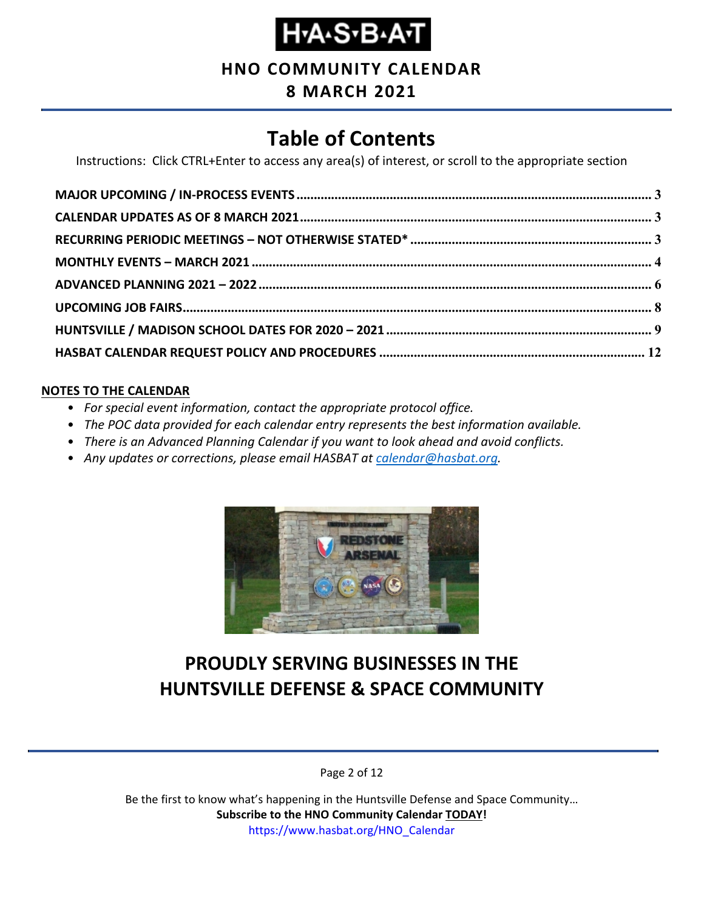# H·A·S·B·A·T

## HNO COMMUNITY CALENDAR

## 8 MARCH 2021

# Table of Contents

Instructions: Click CTRL+Enter to access any area(s) of interest, or scroll to the appropriate section

- **MAJOR UPCOMING / IN-PROCESS EVENTS** ..... 3
- **CALENDAR UPDATES AS OF 8 MARCH 2021** ..... 3
- **RECURRING PERIODIC MEETINGS – NOT OTHERWISE STATED*** ..... 3
- **MONTHLY EVENTS – MARCH 2021** ..... 4
- **ADVANCED PLANNING 2021 – 2022** ..... 6
- **UPCOMING JOB FAIRS** ..... 8
- **HUNTSVILLE / MADISON SCHOOL DATES FOR 2020 – 2021** ..... 9
- **HASBAT CALENDAR REQUEST POLICY AND PROCEDURES** ..... 12

**NOTES TO THE CALENDAR**

- *For special event information, contact the appropriate protocol office.*
- *The POC data provided for each calendar entry represents the best information available.*
- *There is an Advanced Planning Calendar if you want to look ahead and avoid conflicts.*
- *Any updates or corrections, please email HASBAT at calendar@hasbat.org.*

## PROUDLY SERVING BUSINESSES IN THE HUNTSVILLE DEFENSE & SPACE COMMUNITY

Be the first to know what's happening in the Huntsville Defense and Space Community…
**Subscribe to the HNO Community Calendar TODAY!**
https://www.hasbat.org/HNO_Calendar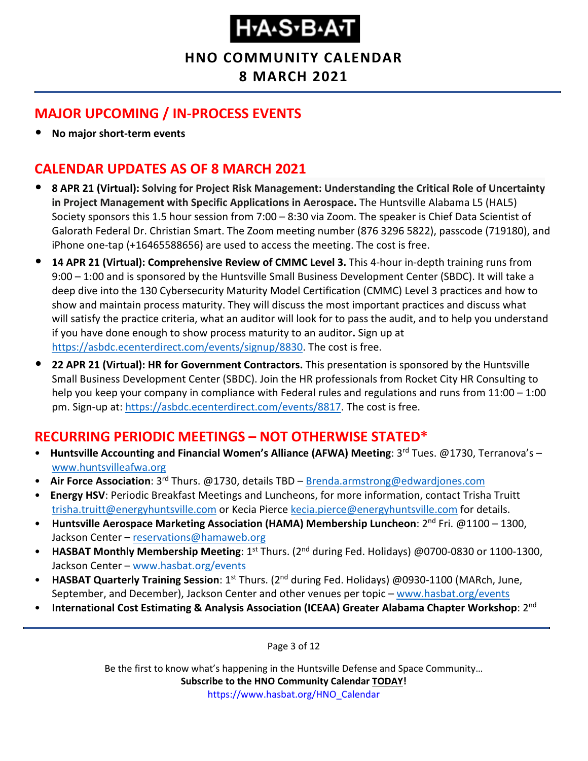# H·A·S·B·A·T

## HNO COMMUNITY CALENDAR
## 8 MARCH 2021

## MAJOR UPCOMING / IN-PROCESS EVENTS

- **No major short-term events**

## CALENDAR UPDATES AS OF 8 MARCH 2021

- **8 APR 21 (Virtual): Solving for Project Risk Management: Understanding the Critical Role of Uncertainty in Project Management with Specific Applications in Aerospace.** The Huntsville Alabama L5 (HAL5) Society sponsors this 1.5 hour session from 7:00 – 8:30 via Zoom. The speaker is Chief Data Scientist of Galorath Federal Dr. Christian Smart. The Zoom meeting number (876 3296 5822), passcode (719180), and iPhone one-tap (+16465588656) are used to access the meeting. The cost is free.
- **14 APR 21 (Virtual): Comprehensive Review of CMMC Level 3.** This 4-hour in-depth training runs from 9:00 – 1:00 and is sponsored by the Huntsville Small Business Development Center (SBDC). It will take a deep dive into the 130 Cybersecurity Maturity Model Certification (CMMC) Level 3 practices and how to show and maintain process maturity. They will discuss the most important practices and discuss what will satisfy the practice criteria, what an auditor will look for to pass the audit, and to help you understand if you have done enough to show process maturity to an auditor**.** Sign up at https://asbdc.ecenterdirect.com/events/signup/8830. The cost is free.
- **22 APR 21 (Virtual): HR for Government Contractors.** This presentation is sponsored by the Huntsville Small Business Development Center (SBDC). Join the HR professionals from Rocket City HR Consulting to help you keep your company in compliance with Federal rules and regulations and runs from 11:00 – 1:00 pm. Sign-up at: https://asbdc.ecenterdirect.com/events/8817. The cost is free.

## RECURRING PERIODIC MEETINGS – NOT OTHERWISE STATED*

- **Huntsville Accounting and Financial Women's Alliance (AFWA) Meeting**: 3rd Tues. @1730, Terranova's – www.huntsvilleafwa.org
- **Air Force Association**: 3rd Thurs. @1730, details TBD – Brenda.armstrong@edwardjones.com
- **Energy HSV**: Periodic Breakfast Meetings and Luncheons, for more information, contact Trisha Truitt trisha.truitt@energyhuntsville.com or Kecia Pierce kecia.pierce@energyhuntsville.com for details.
- **Huntsville Aerospace Marketing Association (HAMA) Membership Luncheon**: 2nd Fri. @1100 – 1300, Jackson Center – reservations@hamaweb.org
- **HASBAT Monthly Membership Meeting**: 1st Thurs. (2nd during Fed. Holidays) @0700-0830 or 1100-1300, Jackson Center – www.hasbat.org/events
- **HASBAT Quarterly Training Session**: 1st Thurs. (2nd during Fed. Holidays) @0930-1100 (MARch, June, September, and December), Jackson Center and other venues per topic – www.hasbat.org/events
- **International Cost Estimating & Analysis Association (ICEAA) Greater Alabama Chapter Workshop**: 2nd

Be the first to know what's happening in the Huntsville Defense and Space Community…
**Subscribe to the HNO Community Calendar TODAY!**
https://www.hasbat.org/HNO_Calendar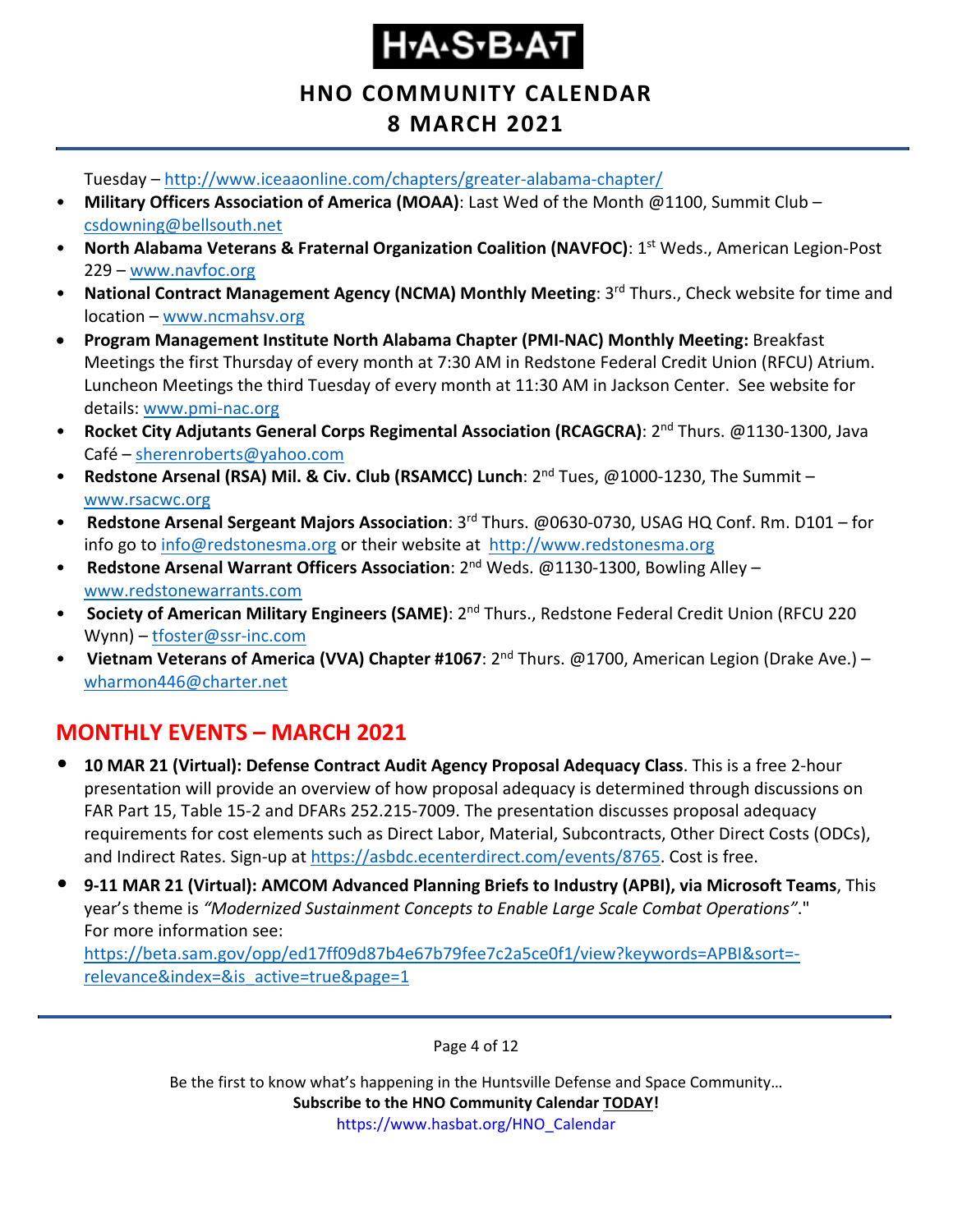Tuesday – http://www.iceaaonline.com/chapters/greater-alabama-chapter/

- **Military Officers Association of America (MOAA)**: Last Wed of the Month @1100, Summit Club – csdowning@bellsouth.net
- **North Alabama Veterans & Fraternal Organization Coalition (NAVFOC)**: 1st Weds., American Legion-Post 229 – www.navfoc.org
- **National Contract Management Agency (NCMA) Monthly Meeting**: 3rd Thurs., Check website for time and location – www.ncmahsv.org
- **Program Management Institute North Alabama Chapter (PMI-NAC) Monthly Meeting:** Breakfast Meetings the first Thursday of every month at 7:30 AM in Redstone Federal Credit Union (RFCU) Atrium. Luncheon Meetings the third Tuesday of every month at 11:30 AM in Jackson Center. See website for details: www.pmi-nac.org
- **Rocket City Adjutants General Corps Regimental Association (RCAGCRA)**: 2nd Thurs. @1130-1300, Java Café – sherenroberts@yahoo.com
- **Redstone Arsenal (RSA) Mil. & Civ. Club (RSAMCC) Lunch**: 2nd Tues, @1000-1230, The Summit – www.rsacwc.org
- **Redstone Arsenal Sergeant Majors Association**: 3rd Thurs. @0630-0730, USAG HQ Conf. Rm. D101 – for info go to info@redstonesma.org or their website at http://www.redstonesma.org
- **Redstone Arsenal Warrant Officers Association**: 2nd Weds. @1130-1300, Bowling Alley – www.redstonewarrants.com
- **Society of American Military Engineers (SAME)**: 2nd Thurs., Redstone Federal Credit Union (RFCU 220 Wynn) – tfoster@ssr-inc.com
- **Vietnam Veterans of America (VVA) Chapter #1067**: 2nd Thurs. @1700, American Legion (Drake Ave.) – wharmon446@charter.net

## MONTHLY EVENTS – MARCH 2021

- **10 MAR 21 (Virtual): Defense Contract Audit Agency Proposal Adequacy Class**. This is a free 2-hour presentation will provide an overview of how proposal adequacy is determined through discussions on FAR Part 15, Table 15-2 and DFARs 252.215-7009. The presentation discusses proposal adequacy requirements for cost elements such as Direct Labor, Material, Subcontracts, Other Direct Costs (ODCs), and Indirect Rates. Sign-up at https://asbdc.ecenterdirect.com/events/8765. Cost is free.
- **9-11 MAR 21 (Virtual): AMCOM Advanced Planning Briefs to Industry (APBI), via Microsoft Teams**, This year's theme is *"Modernized Sustainment Concepts to Enable Large Scale Combat Operations"*."
  For more information see: https://beta.sam.gov/opp/ed17ff09d87b4e67b79fee7c2a5ce0f1/view?keywords=APBI&sort=-relevance&index=&is_active=true&page=1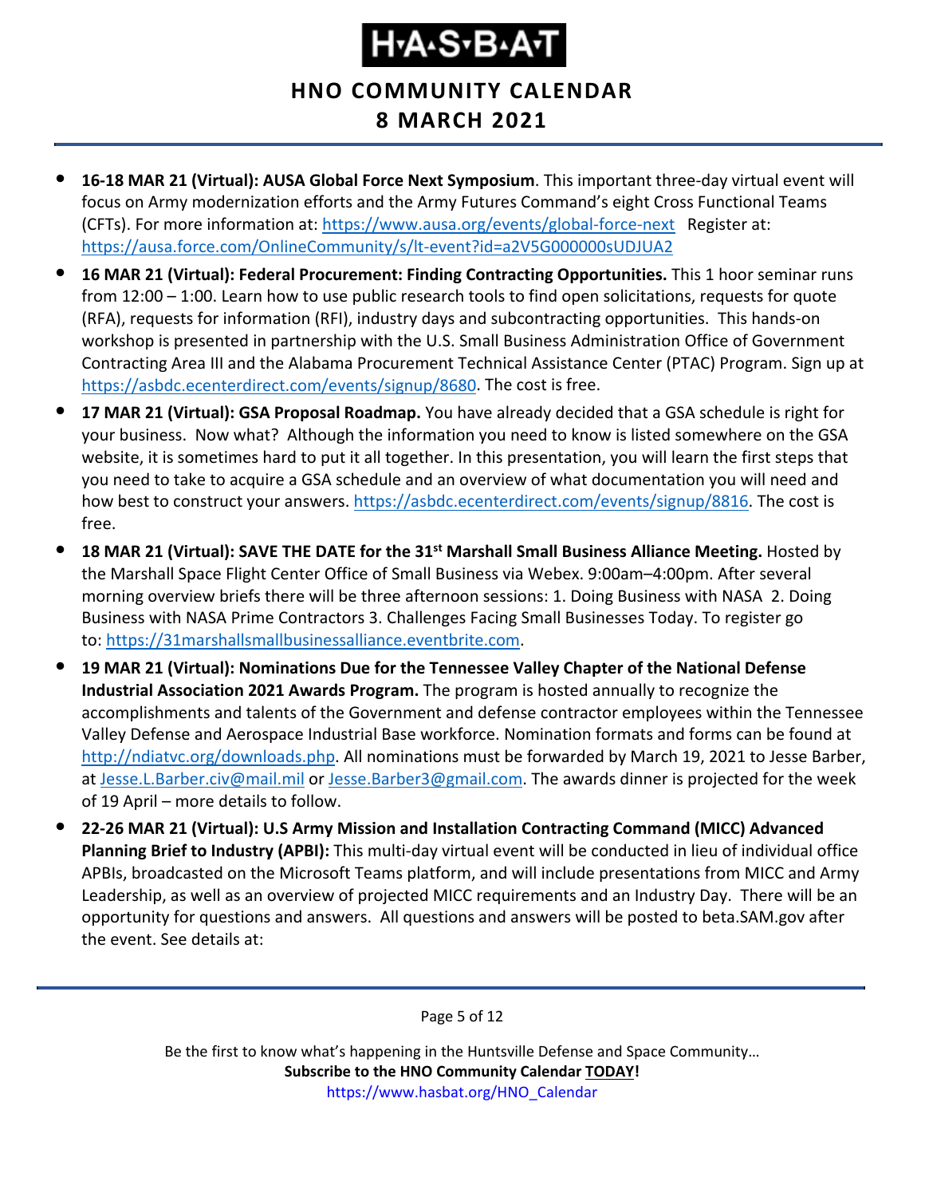- **16-18 MAR 21 (Virtual): AUSA Global Force Next Symposium**. This important three-day virtual event will focus on Army modernization efforts and the Army Futures Command's eight Cross Functional Teams (CFTs). For more information at: https://www.ausa.org/events/global-force-next Register at: https://ausa.force.com/OnlineCommunity/s/lt-event?id=a2V5G000000sUDJUA2
- **16 MAR 21 (Virtual): Federal Procurement: Finding Contracting Opportunities.** This 1 hoor seminar runs from 12:00 – 1:00. Learn how to use public research tools to find open solicitations, requests for quote (RFA), requests for information (RFI), industry days and subcontracting opportunities. This hands-on workshop is presented in partnership with the U.S. Small Business Administration Office of Government Contracting Area III and the Alabama Procurement Technical Assistance Center (PTAC) Program. Sign up at https://asbdc.ecenterdirect.com/events/signup/8680. The cost is free.
- **17 MAR 21 (Virtual): GSA Proposal Roadmap.** You have already decided that a GSA schedule is right for your business. Now what? Although the information you need to know is listed somewhere on the GSA website, it is sometimes hard to put it all together. In this presentation, you will learn the first steps that you need to take to acquire a GSA schedule and an overview of what documentation you will need and how best to construct your answers. https://asbdc.ecenterdirect.com/events/signup/8816. The cost is free.
- **18 MAR 21 (Virtual): SAVE THE DATE for the 31st Marshall Small Business Alliance Meeting.** Hosted by the Marshall Space Flight Center Office of Small Business via Webex. 9:00am–4:00pm. After several morning overview briefs there will be three afternoon sessions: 1. Doing Business with NASA 2. Doing Business with NASA Prime Contractors 3. Challenges Facing Small Businesses Today. To register go to: https://31marshallsmallbusinessalliance.eventbrite.com.
- **19 MAR 21 (Virtual): Nominations Due for the Tennessee Valley Chapter of the National Defense Industrial Association 2021 Awards Program.** The program is hosted annually to recognize the accomplishments and talents of the Government and defense contractor employees within the Tennessee Valley Defense and Aerospace Industrial Base workforce. Nomination formats and forms can be found at http://ndiatvc.org/downloads.php. All nominations must be forwarded by March 19, 2021 to Jesse Barber, at Jesse.L.Barber.civ@mail.mil or Jesse.Barber3@gmail.com. The awards dinner is projected for the week of 19 April – more details to follow.
- **22-26 MAR 21 (Virtual): U.S Army Mission and Installation Contracting Command (MICC) Advanced Planning Brief to Industry (APBI):** This multi-day virtual event will be conducted in lieu of individual office APBIs, broadcasted on the Microsoft Teams platform, and will include presentations from MICC and Army Leadership, as well as an overview of projected MICC requirements and an Industry Day. There will be an opportunity for questions and answers. All questions and answers will be posted to beta.SAM.gov after the event. See details at: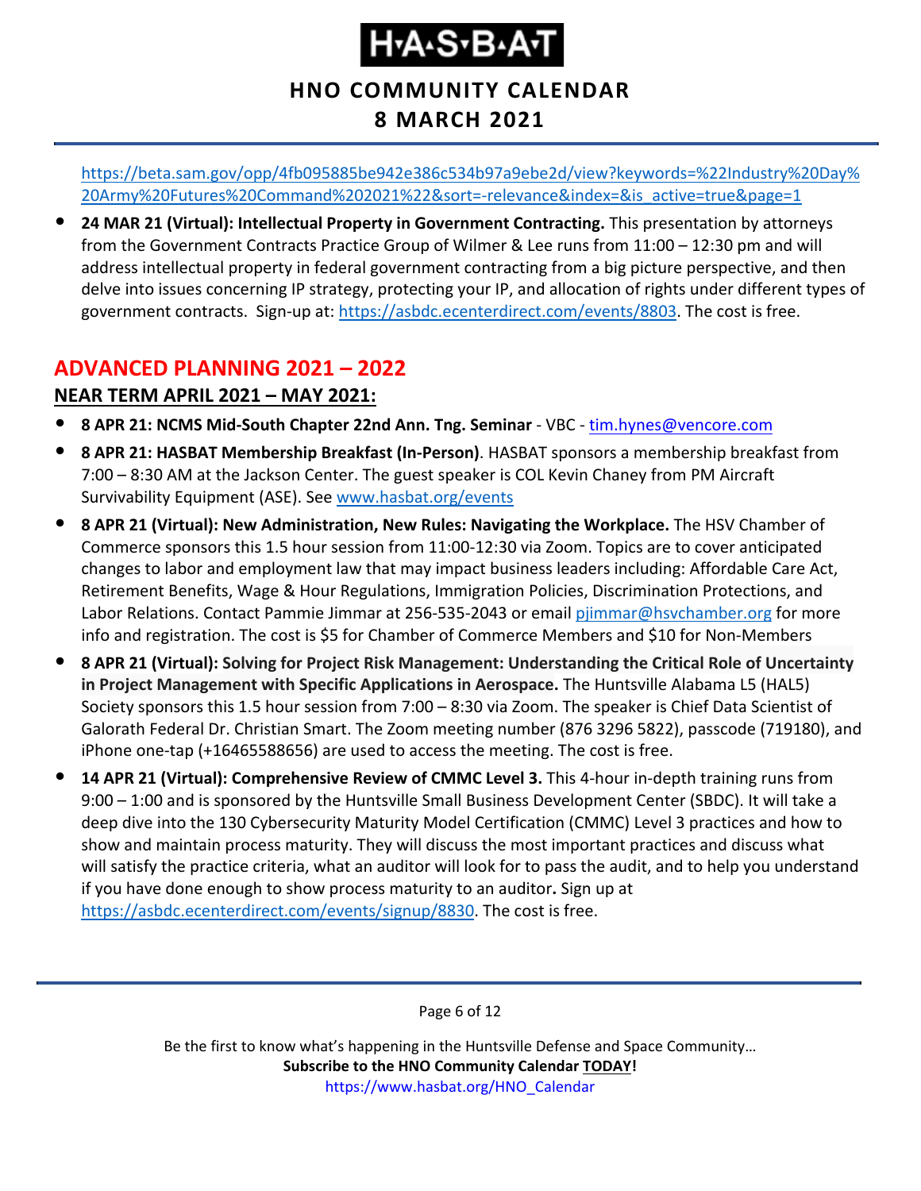https://beta.sam.gov/opp/4fb095885be942e386c534b97a9ebe2d/view?keywords=%22Industry%20Day%20Army%20Futures%20Command%202021%22&sort=-relevance&index=&is_active=true&page=1

- **24 MAR 21 (Virtual): Intellectual Property in Government Contracting.** This presentation by attorneys from the Government Contracts Practice Group of Wilmer & Lee runs from 11:00 – 12:30 pm and will address intellectual property in federal government contracting from a big picture perspective, and then delve into issues concerning IP strategy, protecting your IP, and allocation of rights under different types of government contracts. Sign-up at: https://asbdc.ecenterdirect.com/events/8803. The cost is free.

## ADVANCED PLANNING 2021 – 2022

### NEAR TERM APRIL 2021 – MAY 2021:

- **8 APR 21: NCMS Mid-South Chapter 22nd Ann. Tng. Seminar** - VBC - tim.hynes@vencore.com
- **8 APR 21: HASBAT Membership Breakfast (In-Person)**. HASBAT sponsors a membership breakfast from 7:00 – 8:30 AM at the Jackson Center. The guest speaker is COL Kevin Chaney from PM Aircraft Survivability Equipment (ASE). See www.hasbat.org/events
- **8 APR 21 (Virtual): New Administration, New Rules: Navigating the Workplace.** The HSV Chamber of Commerce sponsors this 1.5 hour session from 11:00-12:30 via Zoom. Topics are to cover anticipated changes to labor and employment law that may impact business leaders including: Affordable Care Act, Retirement Benefits, Wage & Hour Regulations, Immigration Policies, Discrimination Protections, and Labor Relations. Contact Pammie Jimmar at 256-535-2043 or email pjimmar@hsvchamber.org for more info and registration. The cost is $5 for Chamber of Commerce Members and $10 for Non-Members
- **8 APR 21 (Virtual): Solving for Project Risk Management: Understanding the Critical Role of Uncertainty in Project Management with Specific Applications in Aerospace.** The Huntsville Alabama L5 (HAL5) Society sponsors this 1.5 hour session from 7:00 – 8:30 via Zoom. The speaker is Chief Data Scientist of Galorath Federal Dr. Christian Smart. The Zoom meeting number (876 3296 5822), passcode (719180), and iPhone one-tap (+16465588656) are used to access the meeting. The cost is free.
- **14 APR 21 (Virtual): Comprehensive Review of CMMC Level 3.** This 4-hour in-depth training runs from 9:00 – 1:00 and is sponsored by the Huntsville Small Business Development Center (SBDC). It will take a deep dive into the 130 Cybersecurity Maturity Model Certification (CMMC) Level 3 practices and how to show and maintain process maturity. They will discuss the most important practices and discuss what will satisfy the practice criteria, what an auditor will look for to pass the audit, and to help you understand if you have done enough to show process maturity to an auditor**.** Sign up at https://asbdc.ecenterdirect.com/events/signup/8830. The cost is free.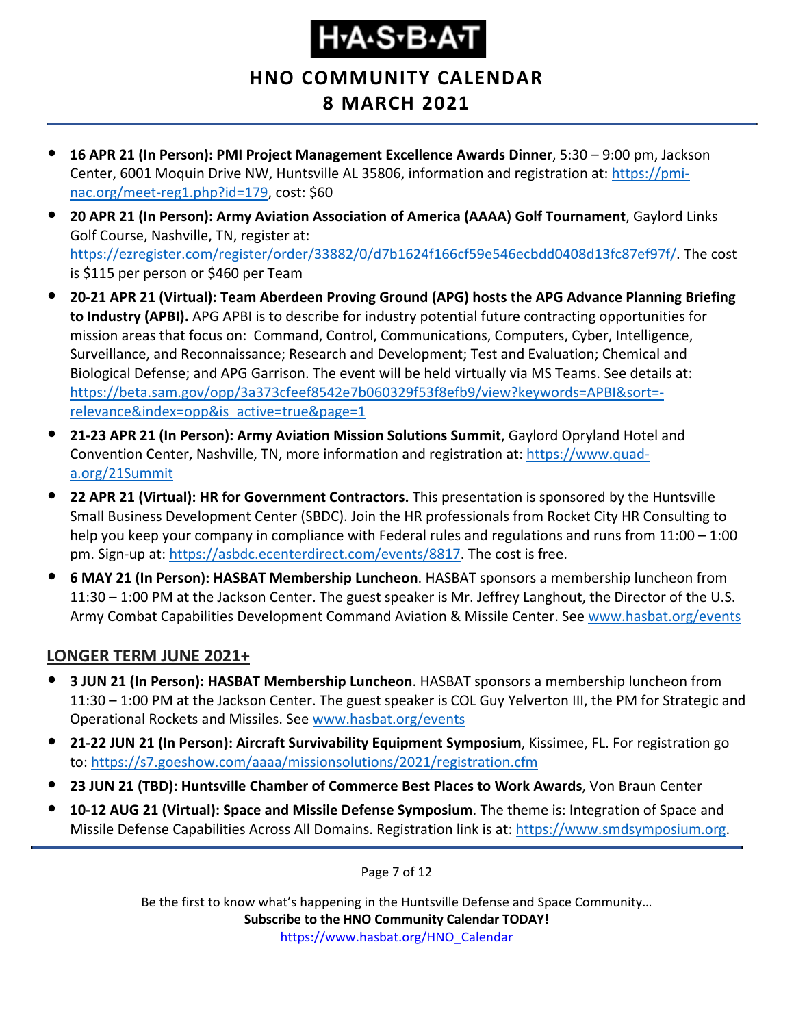- **16 APR 21 (In Person): PMI Project Management Excellence Awards Dinner**, 5:30 – 9:00 pm, Jackson Center, 6001 Moquin Drive NW, Huntsville AL 35806, information and registration at: https://pmi-nac.org/meet-reg1.php?id=179, cost: $60
- **20 APR 21 (In Person): Army Aviation Association of America (AAAA) Golf Tournament**, Gaylord Links Golf Course, Nashville, TN, register at: https://ezregister.com/register/order/33882/0/d7b1624f166cf59e546ecbdd0408d13fc87ef97f/. The cost is $115 per person or $460 per Team
- **20-21 APR 21 (Virtual): Team Aberdeen Proving Ground (APG) hosts the APG Advance Planning Briefing to Industry (APBI).** APG APBI is to describe for industry potential future contracting opportunities for mission areas that focus on: Command, Control, Communications, Computers, Cyber, Intelligence, Surveillance, and Reconnaissance; Research and Development; Test and Evaluation; Chemical and Biological Defense; and APG Garrison. The event will be held virtually via MS Teams. See details at: https://beta.sam.gov/opp/3a373cfeef8542e7b060329f53f8efb9/view?keywords=APBI&sort=-relevance&index=opp&is_active=true&page=1
- **21-23 APR 21 (In Person): Army Aviation Mission Solutions Summit**, Gaylord Opryland Hotel and Convention Center, Nashville, TN, more information and registration at: https://www.quad-a.org/21Summit
- **22 APR 21 (Virtual): HR for Government Contractors.** This presentation is sponsored by the Huntsville Small Business Development Center (SBDC). Join the HR professionals from Rocket City HR Consulting to help you keep your company in compliance with Federal rules and regulations and runs from 11:00 – 1:00 pm. Sign-up at: https://asbdc.ecenterdirect.com/events/8817. The cost is free.
- **6 MAY 21 (In Person): HASBAT Membership Luncheon**. HASBAT sponsors a membership luncheon from 11:30 – 1:00 PM at the Jackson Center. The guest speaker is Mr. Jeffrey Langhout, the Director of the U.S. Army Combat Capabilities Development Command Aviation & Missile Center. See www.hasbat.org/events

## LONGER TERM JUNE 2021+

- **3 JUN 21 (In Person): HASBAT Membership Luncheon**. HASBAT sponsors a membership luncheon from 11:30 – 1:00 PM at the Jackson Center. The guest speaker is COL Guy Yelverton III, the PM for Strategic and Operational Rockets and Missiles. See www.hasbat.org/events
- **21-22 JUN 21 (In Person): Aircraft Survivability Equipment Symposium**, Kissimee, FL. For registration go to: https://s7.goeshow.com/aaaa/missionsolutions/2021/registration.cfm
- **23 JUN 21 (TBD): Huntsville Chamber of Commerce Best Places to Work Awards**, Von Braun Center
- **10-12 AUG 21 (Virtual): Space and Missile Defense Symposium**. The theme is: Integration of Space and Missile Defense Capabilities Across All Domains. Registration link is at: https://www.smdsymposium.org.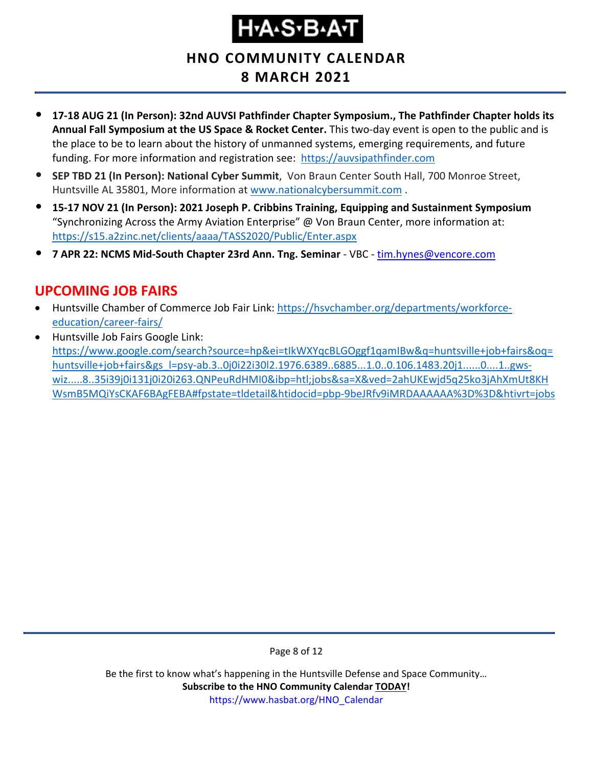- **17-18 AUG 21 (In Person): 32nd AUVSI Pathfinder Chapter Symposium., The Pathfinder Chapter holds its Annual Fall Symposium at the US Space & Rocket Center.** This two-day event is open to the public and is the place to be to learn about the history of unmanned systems, emerging requirements, and future funding. For more information and registration see: [https://auvsipathfinder.com](https://auvsipathfinder.com)
- **SEP TBD 21 (In Person): National Cyber Summit**, Von Braun Center South Hall, 700 Monroe Street, Huntsville AL 35801, More information at [www.nationalcybersummit.com](www.nationalcybersummit.com) .
- **15-17 NOV 21 (In Person): 2021 Joseph P. Cribbins Training, Equipping and Sustainment Symposium** "Synchronizing Across the Army Aviation Enterprise" @ Von Braun Center, more information at: [https://s15.a2zinc.net/clients/aaaa/TASS2020/Public/Enter.aspx](https://s15.a2zinc.net/clients/aaaa/TASS2020/Public/Enter.aspx)
- **7 APR 22: NCMS Mid-South Chapter 23rd Ann. Tng. Seminar** - VBC - [tim.hynes@vencore.com](mailto:tim.hynes@vencore.com)

## UPCOMING JOB FAIRS

- Huntsville Chamber of Commerce Job Fair Link: [https://hsvchamber.org/departments/workforce-education/career-fairs/](https://hsvchamber.org/departments/workforce-education/career-fairs/)
- Huntsville Job Fairs Google Link: [https://www.google.com/search?source=hp&ei=tIkWXYqcBLGOggf1qamIBw&q=huntsville+job+fairs&oq=huntsville+job+fairs&gs_l=psy-ab.3..0j0i22i30l2.1976.6389..6885...1.0..0.106.1483.20j1......0....1..gws-wiz.....8..35i39j0i131j0i20i263.QNPeuRdHMI0&ibp=htl;jobs&sa=X&ved=2ahUKEwjd5q25ko3jAhXmUt8KHWsmB5MQiYsCKAF6BAgFEBA#fpstate=tldetail&htidocid=pbp-9beJRfv9iMRDAAAAAA%3D%3D&htivrt=jobs](https://www.google.com/search?source=hp&ei=tIkWXYqcBLGOggf1qamIBw&q=huntsville+job+fairs&oq=huntsville+job+fairs&gs_l=psy-ab.3..0j0i22i30l2.1976.6389..6885...1.0..0.106.1483.20j1......0....1..gws-wiz.....8..35i39j0i131j0i20i263.QNPeuRdHMI0&ibp=htl;jobs&sa=X&ved=2ahUKEwjd5q25ko3jAhXmUt8KHWsmB5MQiYsCKAF6BAgFEBA#fpstate=tldetail&htidocid=pbp-9beJRfv9iMRDAAAAAA%3D%3D&htivrt=jobs)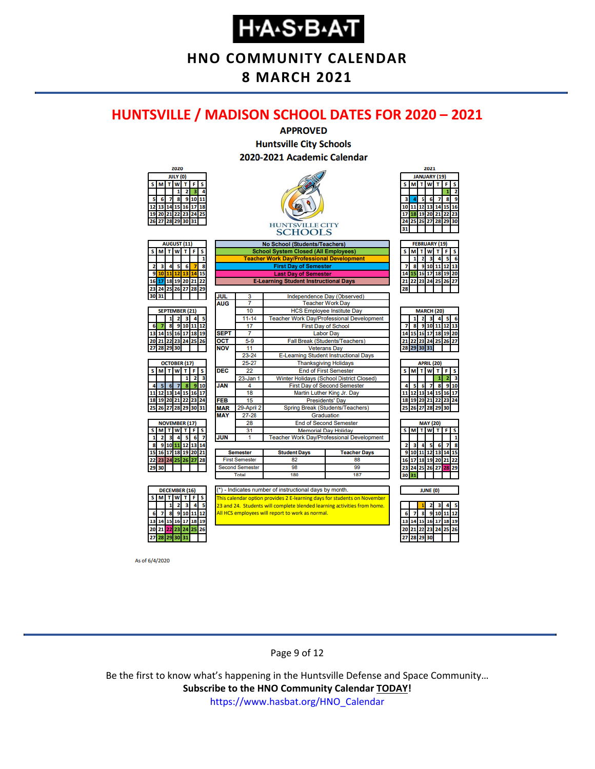# HNO COMMUNITY CALENDAR
## 8 MARCH 2021

## HUNTSVILLE / MADISON SCHOOL DATES FOR 2020 – 2021

**APPROVED**
**Huntsville City Schools**
**2020-2021 Academic Calendar**

**Legend:**
- No School (Students/Teachers)
- School System Closed (All Employees)
- Teacher Work Day/Professional Development
- First Day of Semester
- Last Day of Semester
- E-Learning Student Instructional Days

| Month | Date | Event |
|---|---|---|
| JUL | 3 | Independence Day (Observed) |
| AUG | 7 | Teacher Work Day |
| | 10 | HCS Employee Institute Day |
| | 11-14 | Teacher Work Day/Professional Development |
| | 17 | First Day of School |
| SEPT | 7 | Labor Day |
| OCT | 5-9 | Fall Break (Students/Teachers) |
| NOV | 11 | Veterans Day |
| | 23-24 | E-Learning Student Instructional Days |
| | 25-27 | Thanksgiving Holidays |
| DEC | 22 | End of First Semester |
| | 23-Jan 1 | Winter Holidays (School District Closed) |
| JAN | 4 | First Day of Second Semester |
| | 18 | Martin Luther King Jr. Day |
| FEB | 15 | Presidents' Day |
| MAR | 29-April 2 | Spring Break (Students/Teachers) |
| MAY | 27-28 | Graduation |
| | 28 | End of Second Semester |
| | 31 | Memorial Day Holiday |
| JUN | 1 | Teacher Work Day/Professional Development |

| Semester | Student Days | Teacher Days |
|---|---|---|
| First Semester | 82 | 88 |
| Second Semester | 98 | 99 |
| Total | 180 | 187 |

(*) - Indicates number of instructional days by month.

This calendar option provides 2 E-learning days for students on November 23 and 24. Students will complete blended learning activities from home. All HCS employees will report to work as normal.

**Instructional days by month:** July (0), August (11), September (21), October (17), November (17), December (16), January (19), February (19), March (20), April (20), May (20), June (0)

As of 6/4/2020

Be the first to know what's happening in the Huntsville Defense and Space Community…
**Subscribe to the HNO Community Calendar TODAY!**
https://www.hasbat.org/HNO_Calendar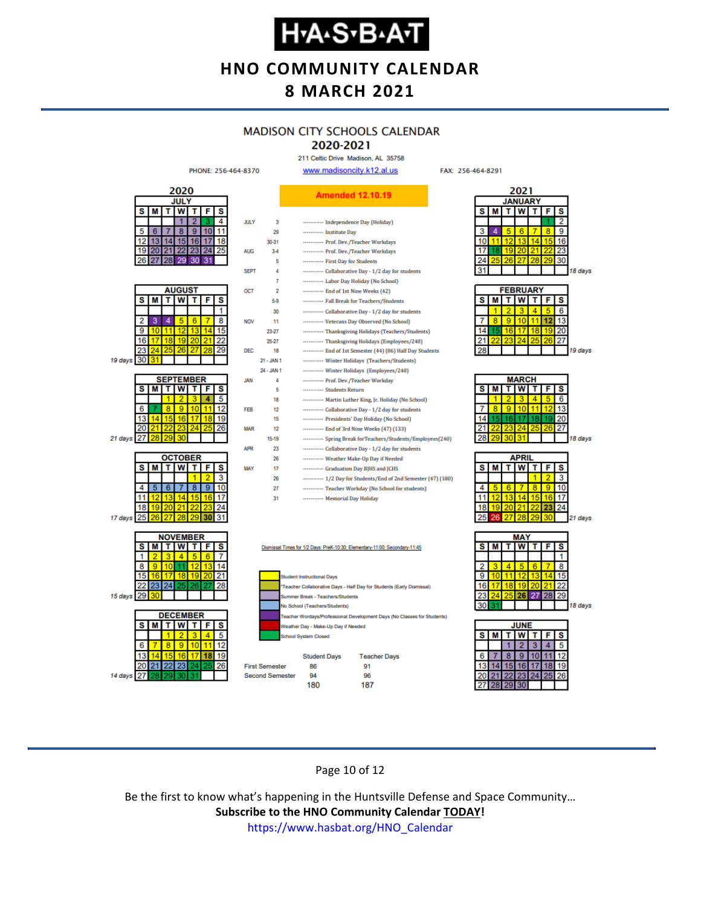# MADISON CITY SCHOOLS CALENDAR 2020-2021

211 Celtic Drive Madison, AL 35758

PHONE: 256-464-8370 | www.madisoncity.k12.al.us | FAX: 256-464-8291

**Amended 12.10.19**

| Month | Date | Event |
|---|---|---|
| JULY | 3 | Independence Day (Holiday) |
| | 29 | Institute Day |
| | 30-31 | Prof. Dev./Teacher Workdays |
| AUG | 3-4 | Prof. Dev./Teacher Workdays |
| | 5 | First Day for Students |
| SEPT | 4 | Collaborative Day - 1/2 day for students |
| | 7 | Labor Day Holiday (No School) |
| OCT | 2 | End of 1st Nine Weeks (42) |
| | 5-9 | Fall Break for Teachers/Students |
| | 30 | Collaborative Day - 1/2 day for students |
| NOV | 11 | Veterans Day Observed (No School) |
| | 23-27 | Thanksgiving Holidays (Teachers/Students) |
| | 25-27 | Thanksgiving Holidays (Employees/240) |
| DEC | 18 | End of 1st Semester (44) (86) Half Day Students |
| | 21 - JAN 1 | Winter Holidays (Teachers/Students) |
| | 24 - JAN 1 | Winter Holidays (Employees/240) |
| JAN | 4 | Prof. Dev./Teacher Workday |
| | 5 | Students Return |
| | 18 | Martin Luther King, Jr. Holiday (No School) |
| FEB | 12 | Collaborative Day - 1/2 day for students |
| | 15 | Presidents' Day Holiday (No School) |
| MAR | 12 | End of 3rd Nine Weeks (47) (133) |
| | 15-19 | Spring Break for Teachers/Students/Employees(240) |
| APR | 23 | Collaborative Day - 1/2 day for students |
| | 26 | Weather Make-Up Day if Needed |
| MAY | 17 | Graduation Day BJHS and JCHS |
| | 26 | 1/2 Day for Students/End of 2nd Semester (47) (180) |
| | 27 | Teacher Workday (No School for students) |
| | 31 | Memorial Day Holiday |

Dismissal Times for 1/2 Days: PreK-10:30; Elementary-11:00; Secondary-11:45

**Legend:**

- Student Instructional Days
- *Teacher Collaborative Days - Half Day for Students (Early Dismissal)
- Summer Break - Teachers/Students
- No School (Teachers/Students)
- Teacher Wordays/Professional Development Days (No Classes for Students)
- Weather Day - Make-Up Day if Needed
- School System Closed

| | Student Days | Teacher Days |
|---|---|---|
| First Semester | 86 | 91 |
| Second Semester | 94 | 96 |
| | 180 | 187 |

**Student instructional days by month:**

| Month | Days |
|---|---|
| August 2020 | 19 days |
| September 2020 | 21 days |
| October 2020 | 17 days |
| November 2020 | 15 days |
| December 2020 | 14 days |
| January 2021 | 18 days |
| February 2021 | 19 days |
| March 2021 | 18 days |
| April 2021 | 21 days |
| May 2021 | 18 days |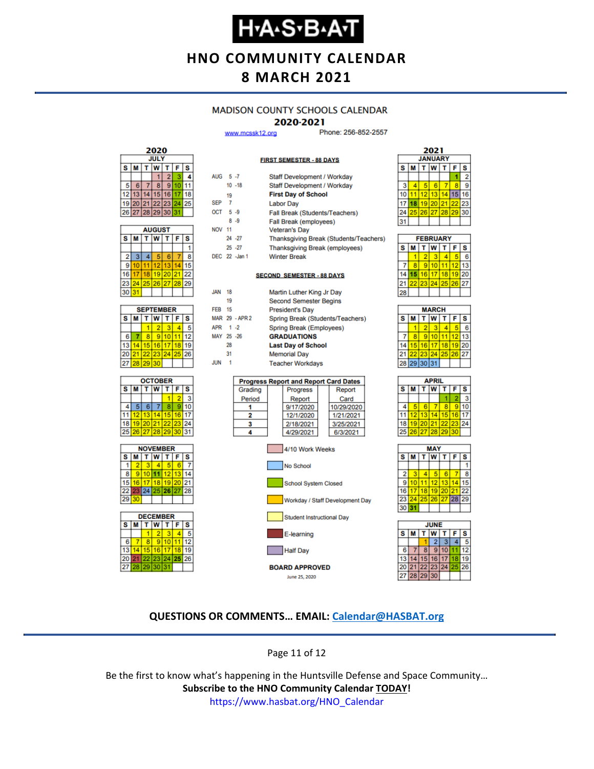# H·A·S·B·A·T

## HNO COMMUNITY CALENDAR
## 8 MARCH 2021

### MADISON COUNTY SCHOOLS CALENDAR
### 2020-2021

www.mcssk12.org Phone: 256-852-2557

**FIRST SEMESTER - 88 DAYS**

| Date | Event |
|---|---|
| AUG 5 -7 | Staff Development / Workday |
| 10 -18 | Staff Development / Workday |
| 19 | **First Day of School** |
| SEP 7 | Labor Day |
| OCT 5 -9 | Fall Break (Students/Teachers) |
| 8 -9 | Fall Break (employees) |
| NOV 11 | Veteran's Day |
| 24 -27 | Thanksgiving Break (Students/Teachers) |
| 25 -27 | Thanksgiving Break (employees) |
| DEC 22 -Jan 1 | Winter Break |

**SECOND SEMESTER - 88 DAYS**

| Date | Event |
|---|---|
| JAN 18 | Martin Luther King Jr Day |
| 19 | Second Semester Begins |
| FEB 15 | President's Day |
| MAR 29 - APR 2 | Spring Break (Students/Teachers) |
| APR 1 -2 | Spring Break (Employees) |
| MAY 25 -26 | **GRADUATIONS** |
| 28 | **Last Day of School** |
| 31 | Memorial Day |
| JUN 1 | Teacher Workdays |

**Progress Report and Report Card Dates**

| Grading Period | Progress Report | Report Card |
|---|---|---|
| 1 | 9/17/2020 | 10/29/2020 |
| 2 | 12/1/2020 | 1/21/2021 |
| 3 | 2/18/2021 | 3/25/2021 |
| 4 | 4/29/2021 | 6/3/2021 |

Legend:
- 4/10 Work Weeks
- No School
- School System Closed
- Workday / Staff Development Day
- Student Instructional Day
- E-learning
- Half Day

**BOARD APPROVED**

June 25, 2020

**2020**

**JULY**

| S | M | T | W | T | F | S |
|---|---|---|---|---|---|---|
| | | | 1 | 2 | 3 | 4 |
| 5 | 6 | 7 | 8 | 9 | 10 | 11 |
| 12 | 13 | 14 | 15 | 16 | 17 | 18 |
| 19 | 20 | 21 | 22 | 23 | 24 | 25 |
| 26 | 27 | 28 | 29 | 30 | 31 | |

**AUGUST**

| S | M | T | W | T | F | S |
|---|---|---|---|---|---|---|
| | | | | | | 1 |
| 2 | 3 | 4 | 5 | 6 | 7 | 8 |
| 9 | 10 | 11 | 12 | 13 | 14 | 15 |
| 16 | 17 | 18 | 19 | 20 | 21 | 22 |
| 23 | 24 | 25 | 26 | 27 | 28 | 29 |
| 30 | 31 | | | | | |

**SEPTEMBER**

| S | M | T | W | T | F | S |
|---|---|---|---|---|---|---|
| | | 1 | 2 | 3 | 4 | 5 |
| 6 | 7 | 8 | 9 | 10 | 11 | 12 |
| 13 | 14 | 15 | 16 | 17 | 18 | 19 |
| 20 | 21 | 22 | 23 | 24 | 25 | 26 |
| 27 | 28 | 29 | 30 | | | |

**OCTOBER**

| S | M | T | W | T | F | S |
|---|---|---|---|---|---|---|
| | | | | 1 | 2 | 3 |
| 4 | 5 | 6 | 7 | 8 | 9 | 10 |
| 11 | 12 | 13 | 14 | 15 | 16 | 17 |
| 18 | 19 | 20 | 21 | 22 | 23 | 24 |
| 25 | 26 | 27 | 28 | 29 | 30 | 31 |

**NOVEMBER**

| S | M | T | W | T | F | S |
|---|---|---|---|---|---|---|
| 1 | 2 | 3 | 4 | 5 | 6 | 7 |
| 8 | 9 | 10 | 11 | 12 | 13 | 14 |
| 15 | 16 | 17 | 18 | 19 | 20 | 21 |
| 22 | 23 | 24 | 25 | 26 | 27 | 28 |
| 29 | 30 | | | | | |

**DECEMBER**

| S | M | T | W | T | F | S |
|---|---|---|---|---|---|---|
| | | 1 | 2 | 3 | 4 | 5 |
| 6 | 7 | 8 | 9 | 10 | 11 | 12 |
| 13 | 14 | 15 | 16 | 17 | 18 | 19 |
| 20 | 21 | 22 | 23 | 24 | 25 | 26 |
| 27 | 28 | 29 | 30 | 31 | | |

**2021**

**JANUARY**

| S | M | T | W | T | F | S |
|---|---|---|---|---|---|---|
| | | | | | 1 | 2 |
| 3 | 4 | 5 | 6 | 7 | 8 | 9 |
| 10 | 11 | 12 | 13 | 14 | 15 | 16 |
| 17 | 18 | 19 | 20 | 21 | 22 | 23 |
| 24 | 25 | 26 | 27 | 28 | 29 | 30 |
| 31 | | | | | | |

**FEBRUARY**

| S | M | T | W | T | F | S |
|---|---|---|---|---|---|---|
| | 1 | 2 | 3 | 4 | 5 | 6 |
| 7 | 8 | 9 | 10 | 11 | 12 | 13 |
| 14 | 15 | 16 | 17 | 18 | 19 | 20 |
| 21 | 22 | 23 | 24 | 25 | 26 | 27 |
| 28 | | | | | | |

**MARCH**

| S | M | T | W | T | F | S |
|---|---|---|---|---|---|---|
| | 1 | 2 | 3 | 4 | 5 | 6 |
| 7 | 8 | 9 | 10 | 11 | 12 | 13 |
| 14 | 15 | 16 | 17 | 18 | 19 | 20 |
| 21 | 22 | 23 | 24 | 25 | 26 | 27 |
| 28 | 29 | 30 | 31 | | | |

**APRIL**

| S | M | T | W | T | F | S |
|---|---|---|---|---|---|---|
| | | | | 1 | 2 | 3 |
| 4 | 5 | 6 | 7 | 8 | 9 | 10 |
| 11 | 12 | 13 | 14 | 15 | 16 | 17 |
| 18 | 19 | 20 | 21 | 22 | 23 | 24 |
| 25 | 26 | 27 | 28 | 29 | 30 | |

**MAY**

| S | M | T | W | T | F | S |
|---|---|---|---|---|---|---|
| | | | | | | 1 |
| 2 | 3 | 4 | 5 | 6 | 7 | 8 |
| 9 | 10 | 11 | 12 | 13 | 14 | 15 |
| 16 | 17 | 18 | 19 | 20 | 21 | 22 |
| 23 | 24 | 25 | 26 | 27 | 28 | 29 |
| 30 | 31 | | | | | |

**JUNE**

| S | M | T | W | T | F | S |
|---|---|---|---|---|---|---|
| | | 1 | 2 | 3 | 4 | 5 |
| 6 | 7 | 8 | 9 | 10 | 11 | 12 |
| 13 | 14 | 15 | 16 | 17 | 18 | 19 |
| 20 | 21 | 22 | 23 | 24 | 25 | 26 |
| 27 | 28 | 29 | 30 | | | |

**QUESTIONS OR COMMENTS… EMAIL: Calendar@HASBAT.org**

Be the first to know what's happening in the Huntsville Defense and Space Community…
**Subscribe to the HNO Community Calendar TODAY!**
https://www.hasbat.org/HNO_Calendar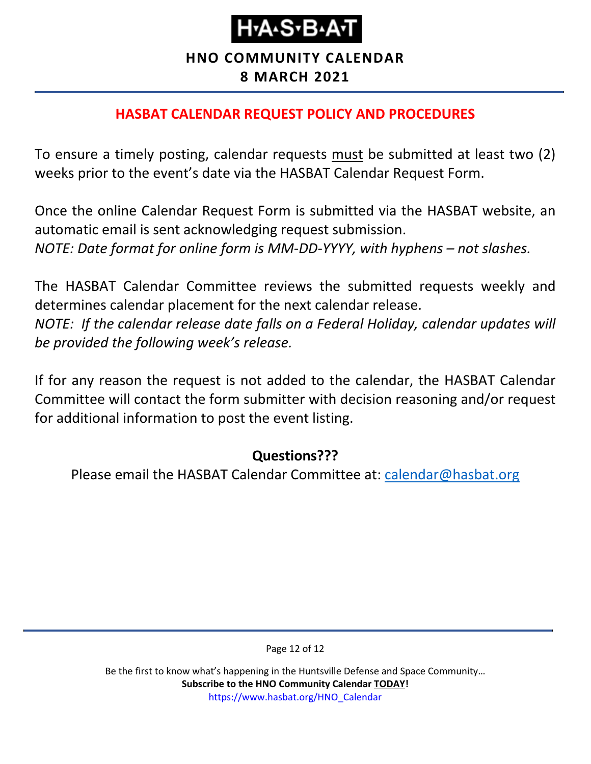# H·A·S·B·A·T

## HNO COMMUNITY CALENDAR
## 8 MARCH 2021

### HASBAT CALENDAR REQUEST POLICY AND PROCEDURES

To ensure a timely posting, calendar requests must be submitted at least two (2) weeks prior to the event's date via the HASBAT Calendar Request Form.

Once the online Calendar Request Form is submitted via the HASBAT website, an automatic email is sent acknowledging request submission.
*NOTE: Date format for online form is MM-DD-YYYY, with hyphens – not slashes.*

The HASBAT Calendar Committee reviews the submitted requests weekly and determines calendar placement for the next calendar release.
*NOTE: If the calendar release date falls on a Federal Holiday, calendar updates will be provided the following week's release.*

If for any reason the request is not added to the calendar, the HASBAT Calendar Committee will contact the form submitter with decision reasoning and/or request for additional information to post the event listing.

**Questions???**

Please email the HASBAT Calendar Committee at: calendar@hasbat.org

Be the first to know what's happening in the Huntsville Defense and Space Community…
**Subscribe to the HNO Community Calendar TODAY!**
https://www.hasbat.org/HNO_Calendar